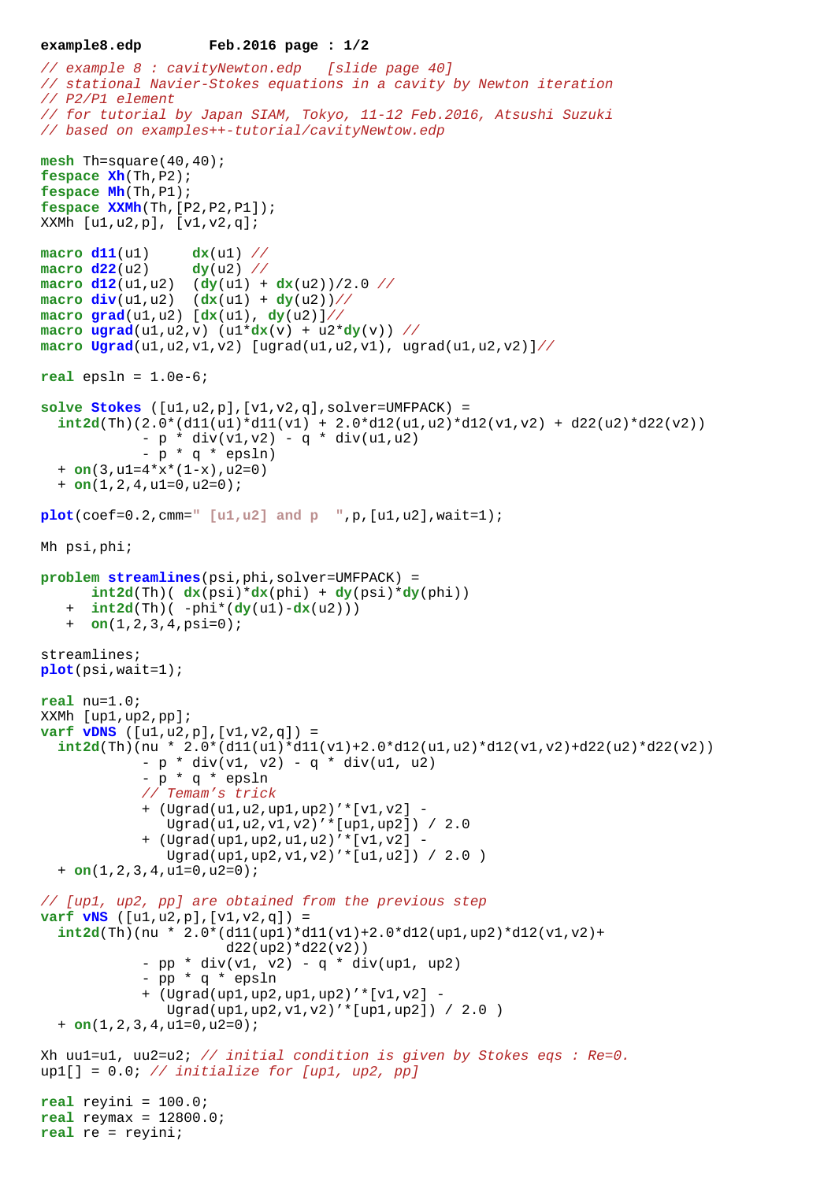```
// example 8 : cavityNewton.edp   [slide page 40]
// stational Navier-Stokes equations in a cavity by Newton iteration
// P2/P1 element
// for tutorial by Japan SIAM, Tokyo, 11-12 Feb.2016, Atsushi Suzuki
// based on examples++-tutorial/cavityNewtow.edp

mesh Th=square(40,40);
fespace Xh(Th,P2);
fespace Mh(Th,P1);
fespace XXMh(Th,[P2,P2,P1]);
XXMh [u1,u2,p], [v1,v2,q];

macro d11(u1)     dx(u1) //
macro d22(u2)     dy(u2) //
macro d12(u1,u2)  (dy(u1) + dx(u2))/2.0 //
macro div(u1,u2)  (dx(u1) + dy(u2))//
macro grad(u1,u2) [dx(u1), dy(u2)]//
macro ugrad(u1,u2,v) (u1*dx(v) + u2*dy(v)) //
macro Ugrad(u1,u2,v1,v2) [ugrad(u1,u2,v1), ugrad(u1,u2,v2)]//

real epsln = 1.0e-6;

solve Stokes ([u1,u2,p],[v1,v2,q],solver=UMFPACK) =
  int2d(Th)(2.0*(d11(u1)*d11(v1) + 2.0*d12(u1,u2)*d12(v1,v2) + d22(u2)*d22(v2))
            - p * div(v1,v2) - q * div(u1,u2)
            - p * q * epsln)
  + on(3,u1=4*x*(1-x),u2=0)
  + on(1,2,4,u1=0,u2=0);

plot(coef=0.2,cmm=" [u1,u2] and p  ",p,[u1,u2],wait=1);

Mh psi,phi;

problem streamlines(psi,phi,solver=UMFPACK) =
      int2d(Th)( dx(psi)*dx(phi) + dy(psi)*dy(phi))
   +  int2d(Th)( -phi*(dy(u1)-dx(u2)))
   +  on(1,2,3,4,psi=0);

streamlines;
plot(psi,wait=1);

real nu=1.0;
XXMh [up1,up2,pp];
varf vDNS ([u1,u2,p],[v1,v2,q]) =
  int2d(Th)(nu * 2.0*(d11(u1)*d11(v1)+2.0*d12(u1,u2)*d12(v1,v2)+d22(u2)*d22(v2))
            - p * div(v1, v2) - q * div(u1, u2)
            - p * q * epsln
            // Temam's trick
            + (Ugrad(u1,u2,up1,up2)'*[v1,v2] -
               Ugrad(u1,u2,v1,v2)'*[up1,up2]) / 2.0
            + (Ugrad(up1,up2,u1,u2)'*[v1,v2] -
               Ugrad(up1,up2,v1,v2)'*[u1,u2]) / 2.0 )
  + on(1,2,3,4,u1=0,u2=0);

// [up1, up2, pp] are obtained from the previous step
varf vNS ([u1,u2,p],[v1,v2,q]) =
  int2d(Th)(nu * 2.0*(d11(up1)*d11(v1)+2.0*d12(up1,up2)*d12(v1,v2)+
                      d22(up2)*d22(v2))
            - pp * div(v1, v2) - q * div(up1, up2)
            - pp * q * epsln
            + (Ugrad(up1,up2,up1,up2)'*[v1,v2] -
               Ugrad(up1,up2,v1,v2)'*[up1,up2]) / 2.0 )
  + on(1,2,3,4,u1=0,u2=0);

Xh uu1=u1, uu2=u2; // initial condition is given by Stokes eqs : Re=0.
up1[] = 0.0; // initialize for [up1, up2, pp]

real reyini = 100.0;
real reymax = 12800.0;
real re = reyini;
```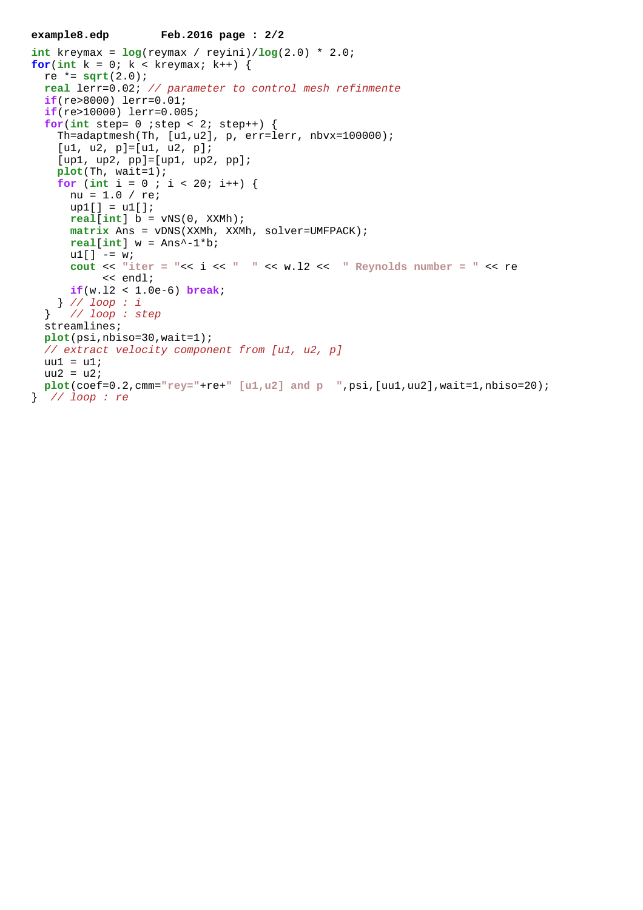```
int kreymax = log(reymax / reyini)/log(2.0) * 2.0;
for(int k = 0; k < kreymax; k++) {
  re *= sqrt(2.0);
  real lerr=0.02; // parameter to control mesh refinmente
  if(re>8000) lerr=0.01;
  if(re>10000) lerr=0.005;
  for(int step= 0 ;step < 2; step++) {
    Th=adaptmesh(Th, [u1,u2], p, err=lerr, nbvx=100000);
    [u1, u2, p]=[u1, u2, p];
    [up1, up2, pp]=[up1, up2, pp];
    plot(Th, wait=1);
    for (int i = 0 ; i < 20; i++) {
      nu = 1.0 / re;
      up1[] = u1[];
      real[int] b = vNS(0, XXMh);
      matrix Ans = vDNS(XXMh, XXMh, solver=UMFPACK);
      real[int] w = Ans^-1*b;
      u1[] -= w;
      cout << "iter = "<< i << "  " << w.l2 <<  " Reynolds number = " << re
           << endl;
      if(w.l2 < 1.0e-6) break;
    } // loop : i
  }   // loop : step
  streamlines;
  plot(psi,nbiso=30,wait=1);
  // extract velocity component from [u1, u2, p]
  uu1 = u1;
  uu2 = u2;
  plot(coef=0.2,cmm="rey="+re+" [u1,u2] and p  ",psi,[uu1,uu2],wait=1,nbiso=20);
}  // loop : re
```